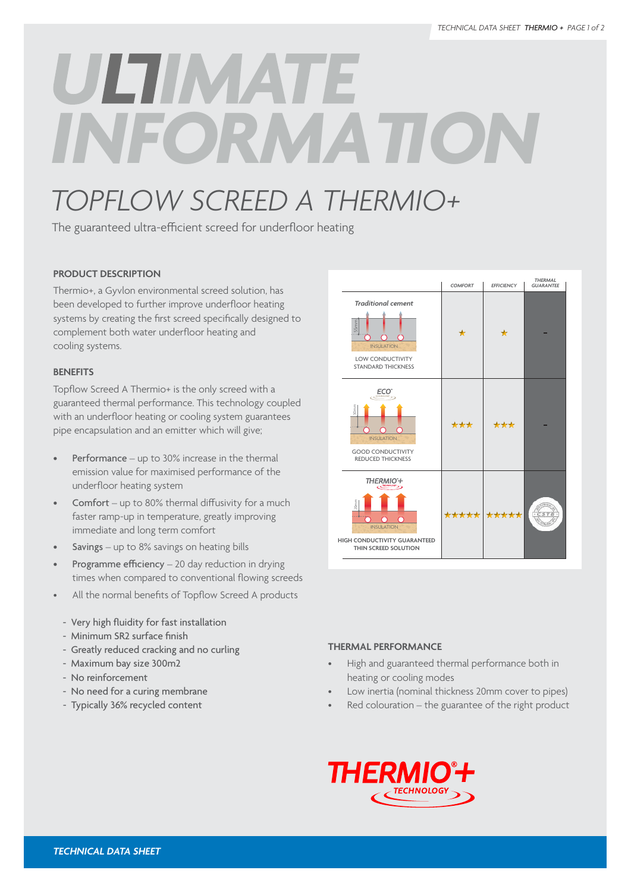# ULTIMATE INFORMATION

## TOPFLOW SCREED A THERMIO+

The guaranteed ultra-efficient screed for underfloor heating

### PRODUCT DESCRIPTION

Thermio+, a Gyvlon environmental screed solution, has been developed to further improve underfloor heating systems by creating the first screed specifically designed to complement both water underfloor heating and cooling systems.

### BENEFITS

Topflow Screed A Thermio+ is the only screed with a guaranteed thermal performance. This technology coupled with an underfloor heating or cooling system guarantees pipe encapsulation and an emitter which will give;

- **Performance** – up to 30% increase in the thermal emission value for maximised performance of the underfloor heating system
- **Comfort** – up to 80% thermal diffusivity for a much faster ramp-up in temperature, greatly improving immediate and long term comfort
- **Savings** – up to 8% savings on heating bills
- **Programme efficiency** – 20 day reduction in drying times when compared to conventional flowing screeds
- All the normal benefits of Topflow Screed A products

  - Very high fluidity for fast installation
  - Minimum SR2 surface finish
  - Greatly reduced cracking and no curling
  - Maximum bay size 300m2
  - No reinforcement
  - No need for a curing membrane
  - Typically 36% recycled content

| | COMFORT | EFFICIENCY | THERMAL GUARANTEE |
|---|---|---|---|
| Traditional cement (55mm, INSULATION) – LOW CONDUCTIVITY STANDARD THICKNESS | ★ | ★ | - |
| ECO (30mm, INSULATION) – GOOD CONDUCTIVITY REDUCED THICKNESS | ★★★ | ★★★ | - |
| THERMIO+ (20mm, INSULATION) – HIGH CONDUCTIVITY GUARANTEED THIN SCREED SOLUTION | ★★★★★ | ★★★★★ | CSTB |

### THERMAL PERFORMANCE

- High and guaranteed thermal performance both in heating or cooling modes
- Low inertia (nominal thickness 20mm cover to pipes)
- Red colouration – the guarantee of the right product

THERMIO®+ TECHNOLOGY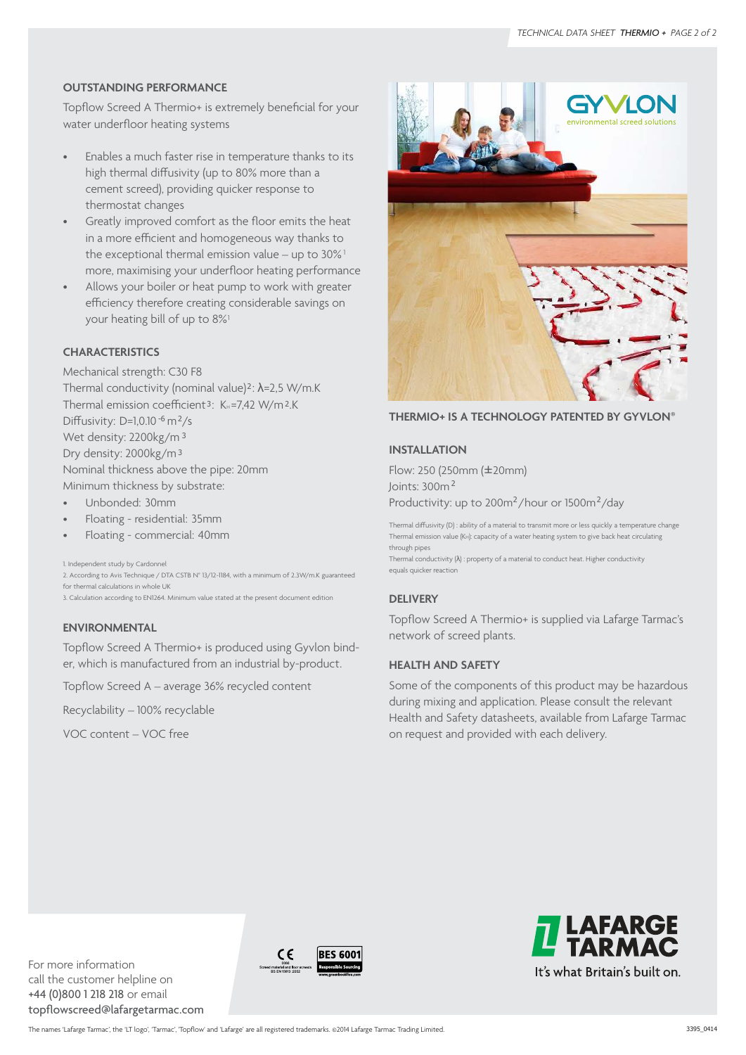## OUTSTANDING PERFORMANCE

Topflow Screed A Thermio+ is extremely beneficial for your water underfloor heating systems

- Enables a much faster rise in temperature thanks to its high thermal diffusivity (up to 80% more than a cement screed), providing quicker response to thermostat changes
- Greatly improved comfort as the floor emits the heat in a more efficient and homogeneous way thanks to the exceptional thermal emission value – up to 30%[1] more, maximising your underfloor heating performance
- Allows your boiler or heat pump to work with greater efficiency therefore creating considerable savings on your heating bill of up to 8%[1]

## CHARACTERISTICS

Mechanical strength: C30 F8

Thermal conductivity (nominal value)[2]: $\lambda$=2,5 W/m.K

Thermal emission coefficient[3]: $K_H$=7,42 W/m$^2$.K

Diffusivity: D=1,0.10$^{-6}$ m$^2$/s

Wet density: 2200kg/m$^3$

Dry density: 2000kg/m$^3$

Nominal thickness above the pipe: 20mm

Minimum thickness by substrate:

- Unbonded: 30mm
- Floating - residential: 35mm
- Floating - commercial: 40mm

1. Independent study by Cardonnel
2. According to Avis Technique / DTA CSTB N° 13/12-1184, with a minimum of 2.3W/m.K guaranteed for thermal calculations in whole UK
3. Calculation according to EN1264. Minimum value stated at the present document edition

## ENVIRONMENTAL

Topflow Screed A Thermio+ is produced using Gyvlon binder, which is manufactured from an industrial by-product.

Topflow Screed A – average 36% recycled content

Recyclability – 100% recyclable

VOC content – VOC free

GYVLON environmental screed solutions

**THERMIO+ IS A TECHNOLOGY PATENTED BY GYVLON®**

## INSTALLATION

Flow: 250 (250mm (±20mm)

Joints: 300m$^2$

Productivity: up to 200m$^2$/hour or 1500m$^2$/day

Thermal diffusivity (D) : ability of a material to transmit more or less quickly a temperature change

Thermal emission value ($K_H$): capacity of a water heating system to give back heat circulating through pipes

Thermal conductivity ($\lambda$) : property of a material to conduct heat. Higher conductivity equals quicker reaction

## DELIVERY

Topflow Screed A Thermio+ is supplied via Lafarge Tarmac's network of screed plants.

## HEALTH AND SAFETY

Some of the components of this product may be hazardous during mixing and application. Please consult the relevant Health and Safety datasheets, available from Lafarge Tarmac on request and provided with each delivery.

For more information call the customer helpline on +44 (0)800 1 218 218 or email topflowscreed@lafargetarmac.com

LAFARGE TARMAC
It's what Britain's built on.

The names 'Lafarge Tarmac', the 'LT logo', 'Tarmac', 'Topflow' and 'Lafarge' are all registered trademarks. ©2014 Lafarge Tarmac Trading Limited.

3395_0414